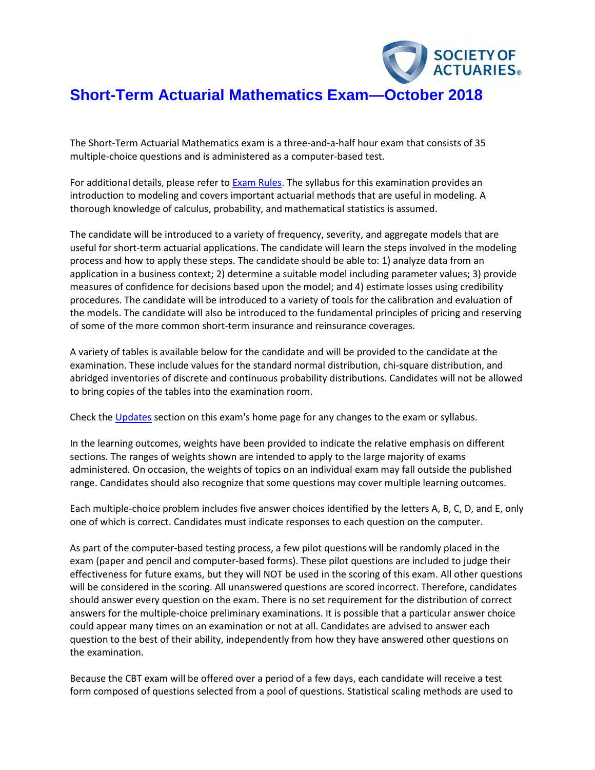# Short-Term Actuarial Mathematics Exam—October 2018

The Short-Term Actuarial Mathematics exam is a three-and-a-half hour exam that consists of 35 multiple-choice questions and is administered as a computer-based test.

For additional details, please refer to [Exam Rules](). The syllabus for this examination provides an introduction to modeling and covers important actuarial methods that are useful in modeling. A thorough knowledge of calculus, probability, and mathematical statistics is assumed.

The candidate will be introduced to a variety of frequency, severity, and aggregate models that are useful for short-term actuarial applications. The candidate will learn the steps involved in the modeling process and how to apply these steps. The candidate should be able to: 1) analyze data from an application in a business context; 2) determine a suitable model including parameter values; 3) provide measures of confidence for decisions based upon the model; and 4) estimate losses using credibility procedures. The candidate will be introduced to a variety of tools for the calibration and evaluation of the models. The candidate will also be introduced to the fundamental principles of pricing and reserving of some of the more common short-term insurance and reinsurance coverages.

A variety of tables is available below for the candidate and will be provided to the candidate at the examination. These include values for the standard normal distribution, chi-square distribution, and abridged inventories of discrete and continuous probability distributions. Candidates will not be allowed to bring copies of the tables into the examination room.

Check the [Updates]() section on this exam's home page for any changes to the exam or syllabus.

In the learning outcomes, weights have been provided to indicate the relative emphasis on different sections. The ranges of weights shown are intended to apply to the large majority of exams administered. On occasion, the weights of topics on an individual exam may fall outside the published range. Candidates should also recognize that some questions may cover multiple learning outcomes.

Each multiple-choice problem includes five answer choices identified by the letters A, B, C, D, and E, only one of which is correct. Candidates must indicate responses to each question on the computer.

As part of the computer-based testing process, a few pilot questions will be randomly placed in the exam (paper and pencil and computer-based forms). These pilot questions are included to judge their effectiveness for future exams, but they will NOT be used in the scoring of this exam. All other questions will be considered in the scoring. All unanswered questions are scored incorrect. Therefore, candidates should answer every question on the exam. There is no set requirement for the distribution of correct answers for the multiple-choice preliminary examinations. It is possible that a particular answer choice could appear many times on an examination or not at all. Candidates are advised to answer each question to the best of their ability, independently from how they have answered other questions on the examination.

Because the CBT exam will be offered over a period of a few days, each candidate will receive a test form composed of questions selected from a pool of questions. Statistical scaling methods are used to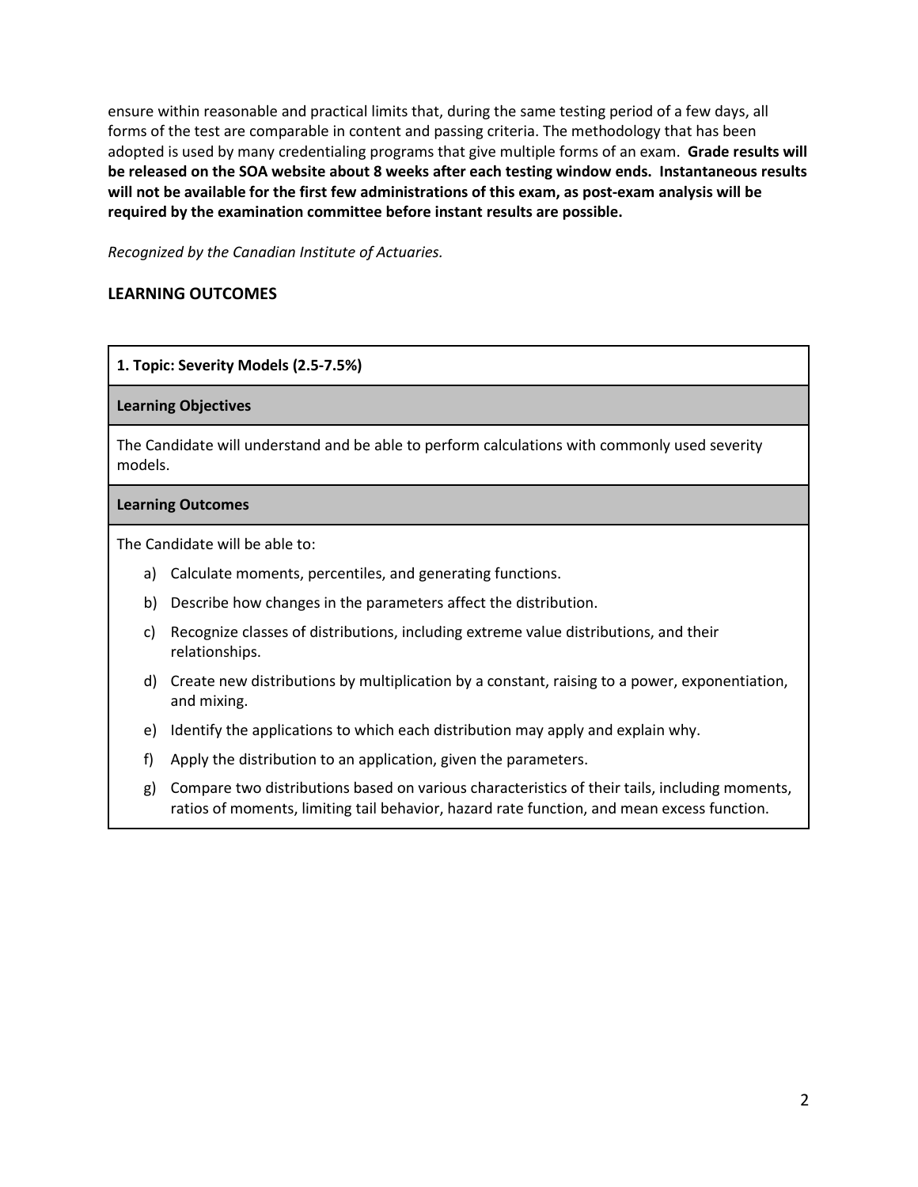ensure within reasonable and practical limits that, during the same testing period of a few days, all forms of the test are comparable in content and passing criteria. The methodology that has been adopted is used by many credentialing programs that give multiple forms of an exam. **Grade results will be released on the SOA website about 8 weeks after each testing window ends. Instantaneous results will not be available for the first few administrations of this exam, as post-exam analysis will be required by the examination committee before instant results are possible.**

*Recognized by the Canadian Institute of Actuaries.*

## LEARNING OUTCOMES

| **1. Topic: Severity Models (2.5-7.5%)** |
|---|
| **Learning Objectives** |
| The Candidate will understand and be able to perform calculations with commonly used severity models. |
| **Learning Outcomes** |
| The Candidate will be able to:<br>a) Calculate moments, percentiles, and generating functions.<br>b) Describe how changes in the parameters affect the distribution.<br>c) Recognize classes of distributions, including extreme value distributions, and their relationships.<br>d) Create new distributions by multiplication by a constant, raising to a power, exponentiation, and mixing.<br>e) Identify the applications to which each distribution may apply and explain why.<br>f) Apply the distribution to an application, given the parameters.<br>g) Compare two distributions based on various characteristics of their tails, including moments, ratios of moments, limiting tail behavior, hazard rate function, and mean excess function. |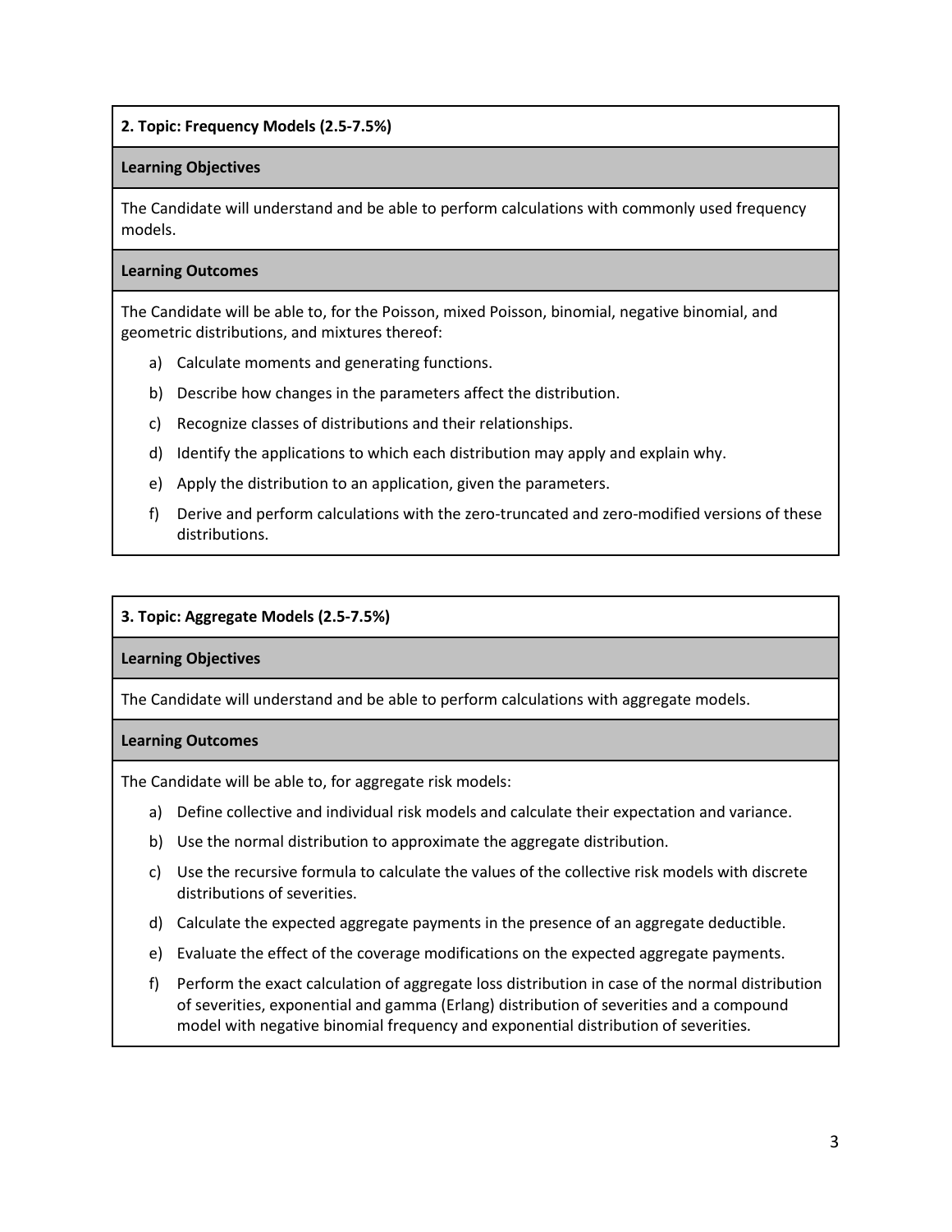## 2. Topic: Frequency Models (2.5-7.5%)

### Learning Objectives

The Candidate will understand and be able to perform calculations with commonly used frequency models.

### Learning Outcomes

The Candidate will be able to, for the Poisson, mixed Poisson, binomial, negative binomial, and geometric distributions, and mixtures thereof:

a) Calculate moments and generating functions.

b) Describe how changes in the parameters affect the distribution.

c) Recognize classes of distributions and their relationships.

d) Identify the applications to which each distribution may apply and explain why.

e) Apply the distribution to an application, given the parameters.

f) Derive and perform calculations with the zero-truncated and zero-modified versions of these distributions.

## 3. Topic: Aggregate Models (2.5-7.5%)

### Learning Objectives

The Candidate will understand and be able to perform calculations with aggregate models.

### Learning Outcomes

The Candidate will be able to, for aggregate risk models:

a) Define collective and individual risk models and calculate their expectation and variance.

b) Use the normal distribution to approximate the aggregate distribution.

c) Use the recursive formula to calculate the values of the collective risk models with discrete distributions of severities.

d) Calculate the expected aggregate payments in the presence of an aggregate deductible.

e) Evaluate the effect of the coverage modifications on the expected aggregate payments.

f) Perform the exact calculation of aggregate loss distribution in case of the normal distribution of severities, exponential and gamma (Erlang) distribution of severities and a compound model with negative binomial frequency and exponential distribution of severities.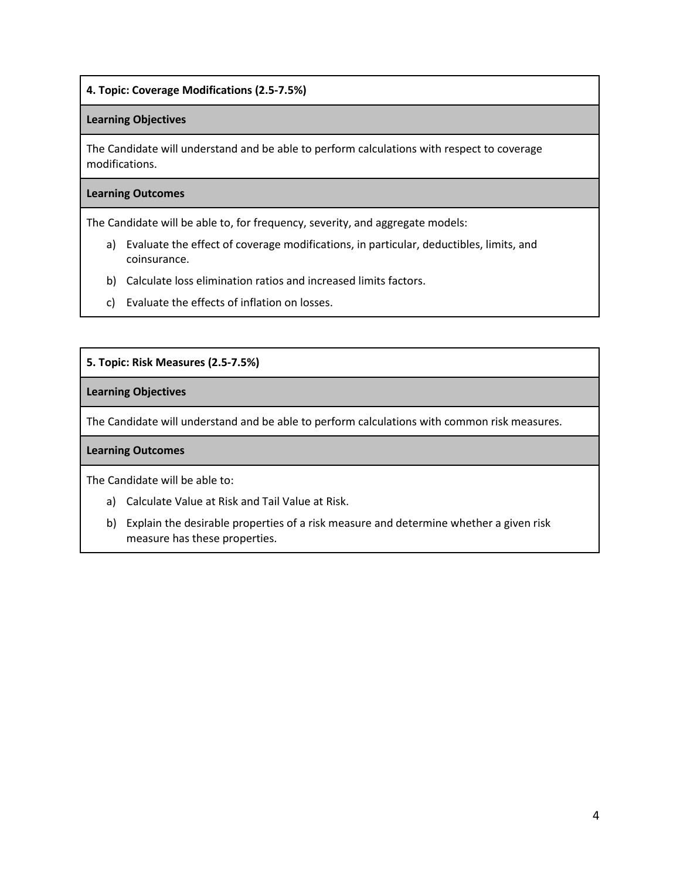**4. Topic: Coverage Modifications (2.5-7.5%)**

**Learning Objectives**

The Candidate will understand and be able to perform calculations with respect to coverage modifications.

**Learning Outcomes**

The Candidate will be able to, for frequency, severity, and aggregate models:

a) Evaluate the effect of coverage modifications, in particular, deductibles, limits, and coinsurance.
b) Calculate loss elimination ratios and increased limits factors.
c) Evaluate the effects of inflation on losses.

**5. Topic: Risk Measures (2.5-7.5%)**

**Learning Objectives**

The Candidate will understand and be able to perform calculations with common risk measures.

**Learning Outcomes**

The Candidate will be able to:

a) Calculate Value at Risk and Tail Value at Risk.
b) Explain the desirable properties of a risk measure and determine whether a given risk measure has these properties.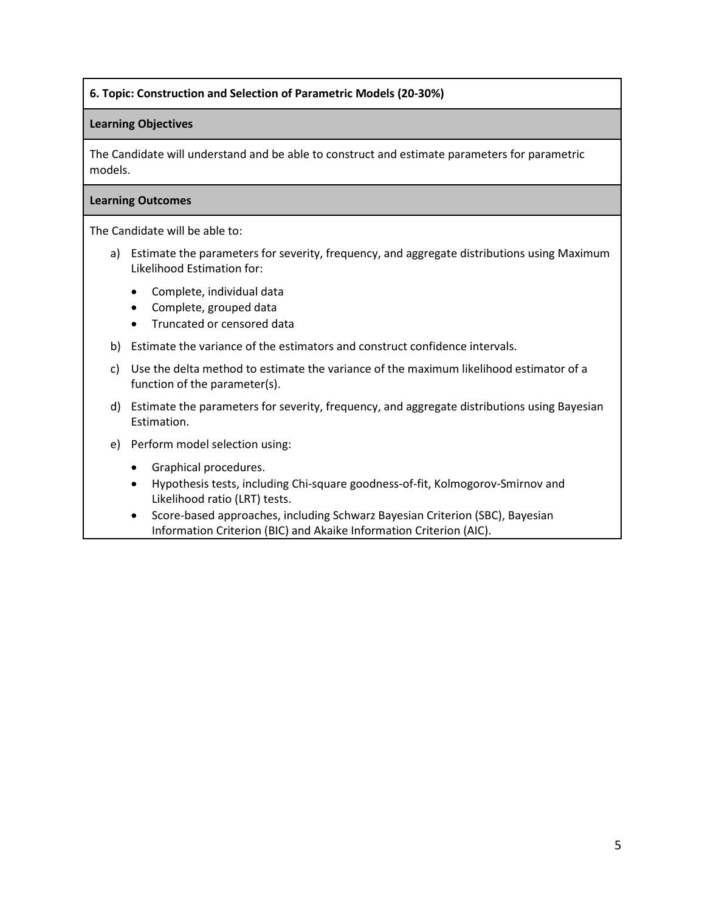**6. Topic: Construction and Selection of Parametric Models (20-30%)**

**Learning Objectives**

The Candidate will understand and be able to construct and estimate parameters for parametric models.

**Learning Outcomes**

The Candidate will be able to:

a) Estimate the parameters for severity, frequency, and aggregate distributions using Maximum Likelihood Estimation for:

- Complete, individual data
- Complete, grouped data
- Truncated or censored data

b) Estimate the variance of the estimators and construct confidence intervals.

c) Use the delta method to estimate the variance of the maximum likelihood estimator of a function of the parameter(s).

d) Estimate the parameters for severity, frequency, and aggregate distributions using Bayesian Estimation.

e) Perform model selection using:

- Graphical procedures.
- Hypothesis tests, including Chi-square goodness-of-fit, Kolmogorov-Smirnov and Likelihood ratio (LRT) tests.
- Score-based approaches, including Schwarz Bayesian Criterion (SBC), Bayesian Information Criterion (BIC) and Akaike Information Criterion (AIC).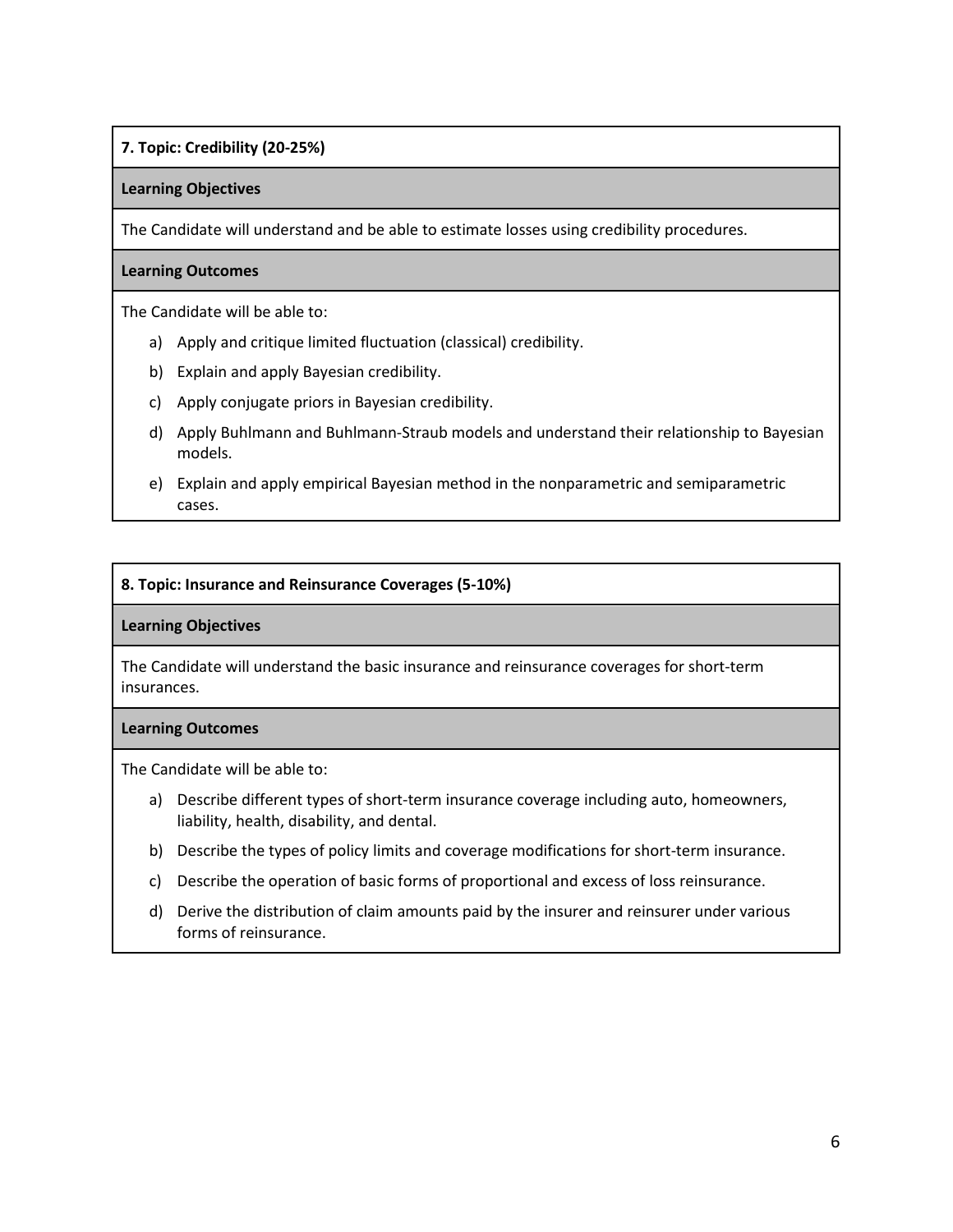## 7. Topic: Credibility (20-25%)

### Learning Objectives

The Candidate will understand and be able to estimate losses using credibility procedures.

### Learning Outcomes

The Candidate will be able to:

a) Apply and critique limited fluctuation (classical) credibility.

b) Explain and apply Bayesian credibility.

c) Apply conjugate priors in Bayesian credibility.

d) Apply Buhlmann and Buhlmann-Straub models and understand their relationship to Bayesian models.

e) Explain and apply empirical Bayesian method in the nonparametric and semiparametric cases.

## 8. Topic: Insurance and Reinsurance Coverages (5-10%)

### Learning Objectives

The Candidate will understand the basic insurance and reinsurance coverages for short-term insurances.

### Learning Outcomes

The Candidate will be able to:

a) Describe different types of short-term insurance coverage including auto, homeowners, liability, health, disability, and dental.

b) Describe the types of policy limits and coverage modifications for short-term insurance.

c) Describe the operation of basic forms of proportional and excess of loss reinsurance.

d) Derive the distribution of claim amounts paid by the insurer and reinsurer under various forms of reinsurance.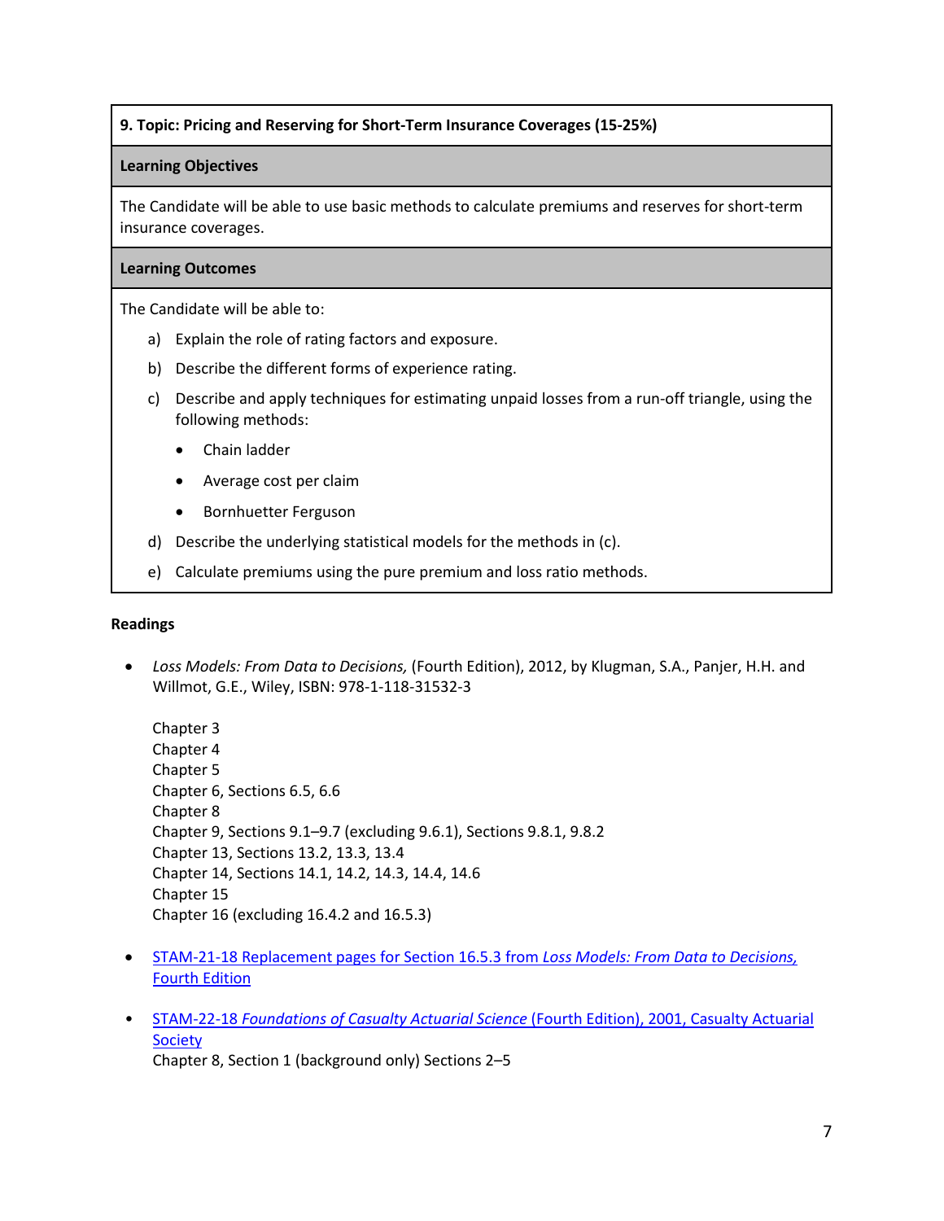**9. Topic: Pricing and Reserving for Short-Term Insurance Coverages (15-25%)**

**Learning Objectives**

The Candidate will be able to use basic methods to calculate premiums and reserves for short-term insurance coverages.

**Learning Outcomes**

The Candidate will be able to:

a) Explain the role of rating factors and exposure.

b) Describe the different forms of experience rating.

c) Describe and apply techniques for estimating unpaid losses from a run-off triangle, using the following methods:

- Chain ladder
- Average cost per claim
- Bornhuetter Ferguson

d) Describe the underlying statistical models for the methods in (c).

e) Calculate premiums using the pure premium and loss ratio methods.

**Readings**

- *Loss Models: From Data to Decisions,* (Fourth Edition), 2012, by Klugman, S.A., Panjer, H.H. and Willmot, G.E., Wiley, ISBN: 978-1-118-31532-3

  Chapter 3
  Chapter 4
  Chapter 5
  Chapter 6, Sections 6.5, 6.6
  Chapter 8
  Chapter 9, Sections 9.1–9.7 (excluding 9.6.1), Sections 9.8.1, 9.8.2
  Chapter 13, Sections 13.2, 13.3, 13.4
  Chapter 14, Sections 14.1, 14.2, 14.3, 14.4, 14.6
  Chapter 15
  Chapter 16 (excluding 16.4.2 and 16.5.3)

- STAM-21-18 Replacement pages for Section 16.5.3 from *Loss Models: From Data to Decisions,* Fourth Edition

- STAM-22-18 *Foundations of Casualty Actuarial Science* (Fourth Edition), 2001, Casualty Actuarial Society
  Chapter 8, Section 1 (background only) Sections 2–5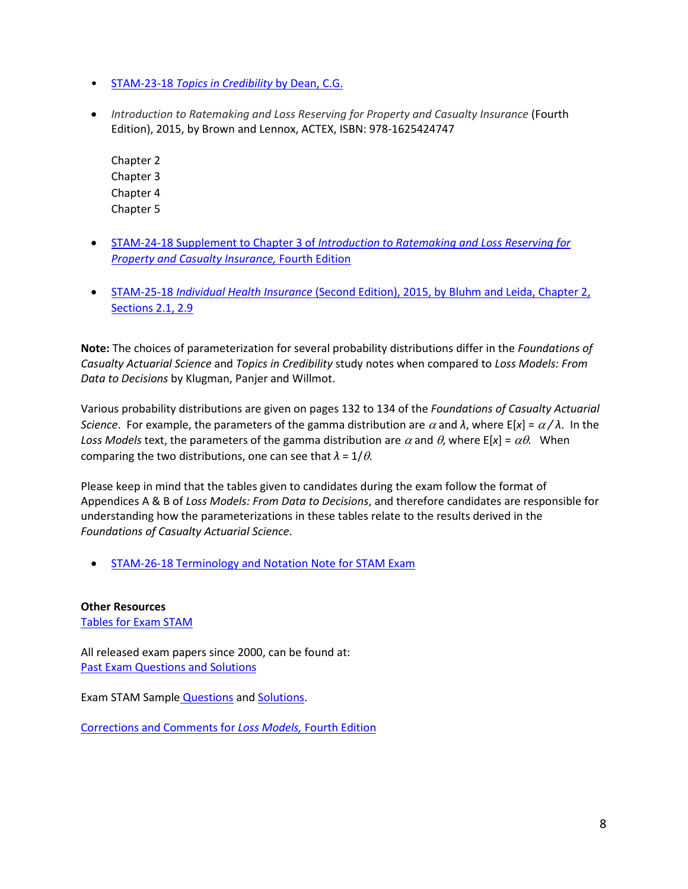- STAM-23-18 *Topics in Credibility* by Dean, C.G.

- *Introduction to Ratemaking and Loss Reserving for Property and Casualty Insurance* (Fourth Edition), 2015, by Brown and Lennox, ACTEX, ISBN: 978-1625424747

  Chapter 2
  Chapter 3
  Chapter 4
  Chapter 5

- STAM-24-18 Supplement to Chapter 3 of *Introduction to Ratemaking and Loss Reserving for Property and Casualty Insurance,* Fourth Edition

- STAM-25-18 *Individual Health Insurance* (Second Edition), 2015, by Bluhm and Leida, Chapter 2, Sections 2.1, 2.9

**Note:** The choices of parameterization for several probability distributions differ in the *Foundations of Casualty Actuarial Science* and *Topics in Credibility* study notes when compared to *Loss Models: From Data to Decisions* by Klugman, Panjer and Willmot.

Various probability distributions are given on pages 132 to 134 of the *Foundations of Casualty Actuarial Science*. For example, the parameters of the gamma distribution are $\alpha$ and $\lambda$, where E[$x$] = $\alpha / \lambda$. In the *Loss Models* text, the parameters of the gamma distribution are $\alpha$ and $\theta$, where E[$x$] = $\alpha\theta$. When comparing the two distributions, one can see that $\lambda = 1/\theta$.

Please keep in mind that the tables given to candidates during the exam follow the format of Appendices A & B of *Loss Models: From Data to Decisions*, and therefore candidates are responsible for understanding how the parameterizations in these tables relate to the results derived in the *Foundations of Casualty Actuarial Science*.

- STAM-26-18 Terminology and Notation Note for STAM Exam

**Other Resources**
Tables for Exam STAM

All released exam papers since 2000, can be found at:
Past Exam Questions and Solutions

Exam STAM Sample Questions and Solutions.

Corrections and Comments for *Loss Models,* Fourth Edition